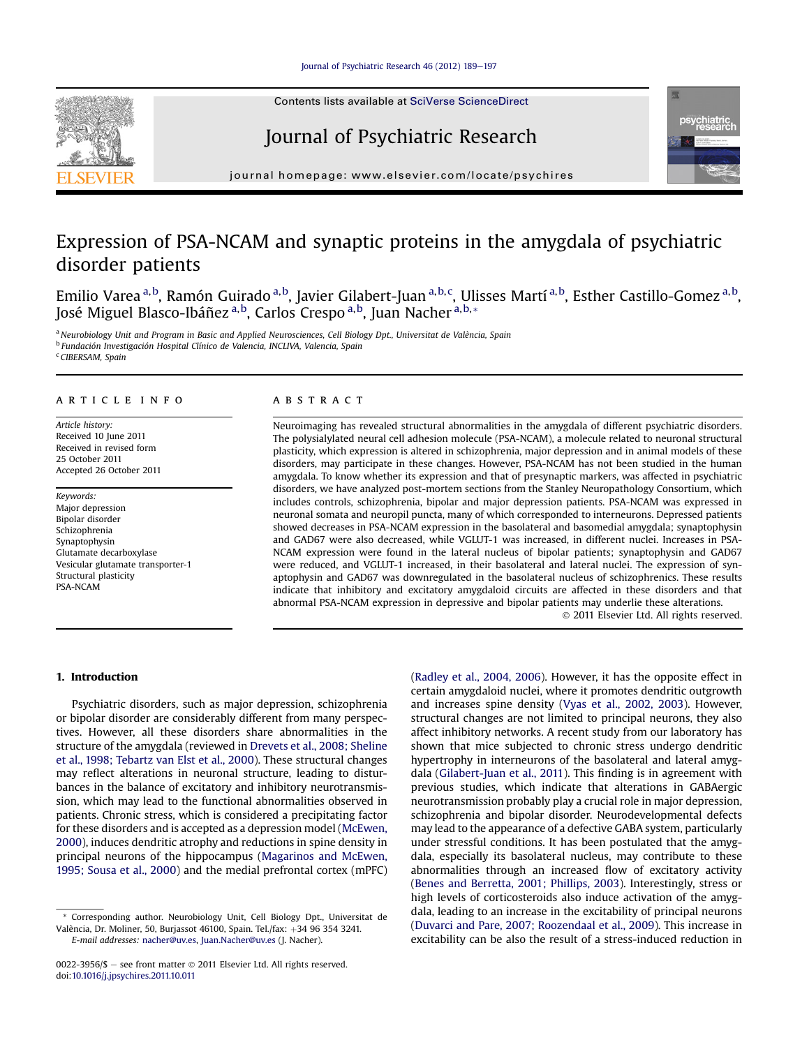Contents lists available at SciVerse ScienceDirect

# Journal of Psychiatric Research

journal homepage: www.elsevier.com/locate/psychires

# Expression of PSA-NCAM and synaptic proteins in the amygdala of psychiatric disorder patients

Emilio Varea[a,b], Ramón Guirado[a,b], Javier Gilabert-Juan[a,b,c], Ulisses Martí[a,b], Esther Castillo-Gomez[a,b], José Miguel Blasco-Ibáñez[a,b], Carlos Crespo[a,b], Juan Nacher[a,b,*]

[a] Neurobiology Unit and Program in Basic and Applied Neurosciences, Cell Biology Dpt., Universitat de València, Spain
[b] Fundación Investigación Hospital Clínico de Valencia, INCLIVA, Valencia, Spain
[c] CIBERSAM, Spain

## ARTICLE INFO

*Article history:*
Received 10 June 2011
Received in revised form
25 October 2011
Accepted 26 October 2011

*Keywords:*
Major depression
Bipolar disorder
Schizophrenia
Synaptophysin
Glutamate decarboxylase
Vesicular glutamate transporter-1
Structural plasticity
PSA-NCAM

## ABSTRACT

Neuroimaging has revealed structural abnormalities in the amygdala of different psychiatric disorders. The polysialylated neural cell adhesion molecule (PSA-NCAM), a molecule related to neuronal structural plasticity, which expression is altered in schizophrenia, major depression and in animal models of these disorders, may participate in these changes. However, PSA-NCAM has not been studied in the human amygdala. To know whether its expression and that of presynaptic markers, was affected in psychiatric disorders, we have analyzed post-mortem sections from the Stanley Neuropathology Consortium, which includes controls, schizophrenia, bipolar and major depression patients. PSA-NCAM was expressed in neuronal somata and neuropil puncta, many of which corresponded to interneurons. Depressed patients showed decreases in PSA-NCAM expression in the basolateral and basomedial amygdala; synaptophysin and GAD67 were also decreased, while VGLUT-1 was increased, in different nuclei. Increases in PSA-NCAM expression were found in the lateral nucleus of bipolar patients; synaptophysin and GAD67 were reduced, and VGLUT-1 increased, in their basolateral and lateral nuclei. The expression of synaptophysin and GAD67 was downregulated in the basolateral nucleus of schizophrenics. These results indicate that inhibitory and excitatory amygdaloid circuits are affected in these disorders and that abnormal PSA-NCAM expression in depressive and bipolar patients may underlie these alterations.

© 2011 Elsevier Ltd. All rights reserved.

## 1. Introduction

Psychiatric disorders, such as major depression, schizophrenia or bipolar disorder are considerably different from many perspectives. However, all these disorders share abnormalities in the structure of the amygdala (reviewed in Drevets et al., 2008; Sheline et al., 1998; Tebartz van Elst et al., 2000). These structural changes may reflect alterations in neuronal structure, leading to disturbances in the balance of excitatory and inhibitory neurotransmission, which may lead to the functional abnormalities observed in patients. Chronic stress, which is considered a precipitating factor for these disorders and is accepted as a depression model (McEwen, 2000), induces dendritic atrophy and reductions in spine density in principal neurons of the hippocampus (Magarinos and McEwen, 1995; Sousa et al., 2000) and the medial prefrontal cortex (mPFC) (Radley et al., 2004, 2006). However, it has the opposite effect in certain amygdaloid nuclei, where it promotes dendritic outgrowth and increases spine density (Vyas et al., 2002, 2003). However, structural changes are not limited to principal neurons, they also affect inhibitory networks. A recent study from our laboratory has shown that mice subjected to chronic stress undergo dendritic hypertrophy in interneurons of the basolateral and lateral amygdala (Gilabert-Juan et al., 2011). This finding is in agreement with previous studies, which indicate that alterations in GABAergic neurotransmission probably play a crucial role in major depression, schizophrenia and bipolar disorder. Neurodevelopmental defects may lead to the appearance of a defective GABA system, particularly under stressful conditions. It has been postulated that the amygdala, especially its basolateral nucleus, may contribute to these abnormalities through an increased flow of excitatory activity (Benes and Berretta, 2001; Phillips, 2003). Interestingly, stress or high levels of corticosteroids also induce activation of the amygdala, leading to an increase in the excitability of principal neurons (Duvarci and Pare, 2007; Roozendaal et al., 2009). This increase in excitability can be also the result of a stress-induced reduction in

* Corresponding author. Neurobiology Unit, Cell Biology Dpt., Universitat de València, Dr. Moliner, 50, Burjassot 46100, Spain. Tel./fax: +34 96 354 3241.
*E-mail addresses:* nacher@uv.es, Juan.Nacher@uv.es (J. Nacher).

0022-3956/$ – see front matter © 2011 Elsevier Ltd. All rights reserved.
doi:10.1016/j.jpsychires.2011.10.011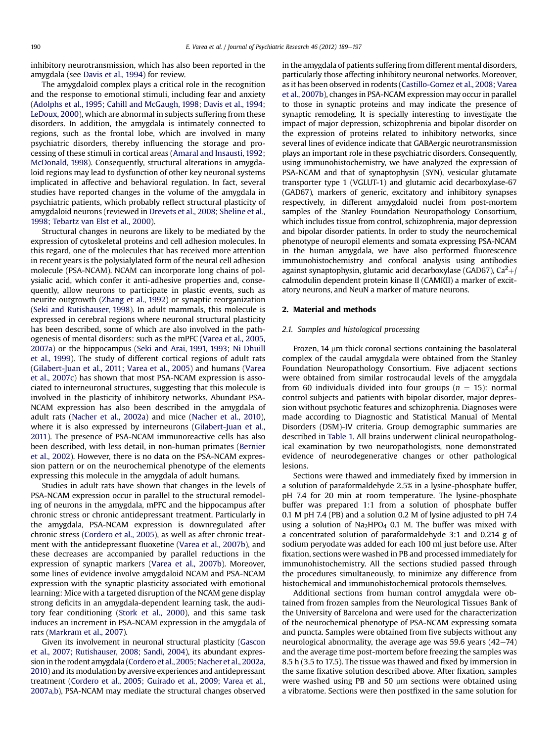inhibitory neurotransmission, which has also been reported in the amygdala (see Davis et al., 1994) for review.

The amygdaloid complex plays a critical role in the recognition and the response to emotional stimuli, including fear and anxiety (Adolphs et al., 1995; Cahill and McGaugh, 1998; Davis et al., 1994; LeDoux, 2000), which are abnormal in subjects suffering from these disorders. In addition, the amygdala is intimately connected to regions, such as the frontal lobe, which are involved in many psychiatric disorders, thereby influencing the storage and processing of these stimuli in cortical areas (Amaral and Insausti, 1992; McDonald, 1998). Consequently, structural alterations in amygdaloid regions may lead to dysfunction of other key neuronal systems implicated in affective and behavioral regulation. In fact, several studies have reported changes in the volume of the amygdala in psychiatric patients, which probably reflect structural plasticity of amygdaloid neurons (reviewed in Drevets et al., 2008; Sheline et al., 1998; Tebartz van Elst et al., 2000).

Structural changes in neurons are likely to be mediated by the expression of cytoskeletal proteins and cell adhesion molecules. In this regard, one of the molecules that has received more attention in recent years is the polysialylated form of the neural cell adhesion molecule (PSA-NCAM). NCAM can incorporate long chains of polysialic acid, which confer it anti-adhesive properties and, consequently, allow neurons to participate in plastic events, such as neurite outgrowth (Zhang et al., 1992) or synaptic reorganization (Seki and Rutishauser, 1998). In adult mammals, this molecule is expressed in cerebral regions where neuronal structural plasticity has been described, some of which are also involved in the pathogenesis of mental disorders: such as the mPFC (Varea et al., 2005, 2007a) or the hippocampus (Seki and Arai, 1991, 1993; Ni Dhuill et al., 1999). The study of different cortical regions of adult rats (Gilabert-Juan et al., 2011; Varea et al., 2005) and humans (Varea et al., 2007c) has shown that most PSA-NCAM expression is associated to interneuronal structures, suggesting that this molecule is involved in the plasticity of inhibitory networks. Abundant PSA-NCAM expression has also been described in the amygdala of adult rats (Nacher et al., 2002a) and mice (Nacher et al., 2010), where it is also expressed by interneurons (Gilabert-Juan et al., 2011). The presence of PSA-NCAM immunoreactive cells has also been described, with less detail, in non-human primates (Bernier et al., 2002). However, there is no data on the PSA-NCAM expression pattern or on the neurochemical phenotype of the elements expressing this molecule in the amygdala of adult humans.

Studies in adult rats have shown that changes in the levels of PSA-NCAM expression occur in parallel to the structural remodeling of neurons in the amygdala, mPFC and the hippocampus after chronic stress or chronic antidepressant treatment. Particularly in the amygdala, PSA-NCAM expression is downregulated after chronic stress (Cordero et al., 2005), as well as after chronic treatment with the antidepressant fluoxetine (Varea et al., 2007b), and these decreases are accompanied by parallel reductions in the expression of synaptic markers (Varea et al., 2007b). Moreover, some lines of evidence involve amygdaloid NCAM and PSA-NCAM expression with the synaptic plasticity associated with emotional learning: Mice with a targeted disruption of the NCAM gene display strong deficits in an amygdala-dependent learning task, the auditory fear conditioning (Stork et al., 2000), and this same task induces an increment in PSA-NCAM expression in the amygdala of rats (Markram et al., 2007).

Given its involvement in neuronal structural plasticity (Gascon et al., 2007; Rutishauser, 2008; Sandi, 2004), its abundant expression in the rodent amygdala (Cordero et al., 2005; Nacher et al., 2002a, 2010) and its modulation by aversive experiences and antidepressant treatment (Cordero et al., 2005; Guirado et al., 2009; Varea et al., 2007a,b), PSA-NCAM may mediate the structural changes observed in the amygdala of patients suffering from different mental disorders, particularly those affecting inhibitory neuronal networks. Moreover, as it has been observed in rodents (Castillo-Gomez et al., 2008; Varea et al., 2007b), changes in PSA-NCAM expression may occur in parallel to those in synaptic proteins and may indicate the presence of synaptic remodeling. It is specially interesting to investigate the impact of major depression, schizophrenia and bipolar disorder on the expression of proteins related to inhibitory networks, since several lines of evidence indicate that GABAergic neurotransmission plays an important role in these psychiatric disorders. Consequently, using immunohistochemistry, we have analyzed the expression of PSA-NCAM and that of synaptophysin (SYN), vesicular glutamate transporter type 1 (VGLUT-1) and glutamic acid decarboxylase-67 (GAD67), markers of generic, excitatory and inhibitory synapses respectively, in different amygdaloid nuclei from post-mortem samples of the Stanley Foundation Neuropathology Consortium, which includes tissue from control, schizophrenia, major depression and bipolar disorder patients. In order to study the neurochemical phenotype of neuropil elements and somata expressing PSA-NCAM in the human amygdala, we have also performed fluorescence immunohistochemistry and confocal analysis using antibodies against synaptophysin, glutamic acid decarboxylase (GAD67), $Ca^{2}+$/calmodulin dependent protein kinase II (CAMKII) a marker of excitatory neurons, and NeuN a marker of mature neurons.

## 2. Material and methods

### 2.1. Samples and histological processing

Frozen, 14 μm thick coronal sections containing the basolateral complex of the caudal amygdala were obtained from the Stanley Foundation Neuropathology Consortium. Five adjacent sections were obtained from similar rostrocaudal levels of the amygdala from 60 individuals divided into four groups ($n = 15$): normal control subjects and patients with bipolar disorder, major depression without psychotic features and schizophrenia. Diagnoses were made according to Diagnostic and Statistical Manual of Mental Disorders (DSM)-IV criteria. Group demographic summaries are described in Table 1. All brains underwent clinical neuropathological examination by two neuropathologists, none demonstrated evidence of neurodegenerative changes or other pathological lesions.

Sections were thawed and immediately fixed by immersion in a solution of paraformaldehyde 2.5% in a lysine-phosphate buffer, pH 7.4 for 20 min at room temperature. The lysine-phosphate buffer was prepared 1:1 from a solution of phosphate buffer 0.1 M pH 7.4 (PB) and a solution 0.2 M of lysine adjusted to pH 7.4 using a solution of $Na_2HPO_4$ 0.1 M. The buffer was mixed with a concentrated solution of paraformaldehyde 3:1 and 0.214 g of sodium peryodate was added for each 100 ml just before use. After fixation, sections were washed in PB and processed immediately for immunohistochemistry. All the sections studied passed through the procedures simultaneously, to minimize any difference from histochemical and immunohistochemical protocols themselves.

Additional sections from human control amygdala were obtained from frozen samples from the Neurological Tissues Bank of the University of Barcelona and were used for the characterization of the neurochemical phenotype of PSA-NCAM expressing somata and puncta. Samples were obtained from five subjects without any neurological abnormality, the average age was 59.6 years (42–74) and the average time post-mortem before freezing the samples was 8.5 h (3.5 to 17.5). The tissue was thawed and fixed by immersion in the same fixative solution described above. After fixation, samples were washed using PB and 50 μm sections were obtained using a vibratome. Sections were then postfixed in the same solution for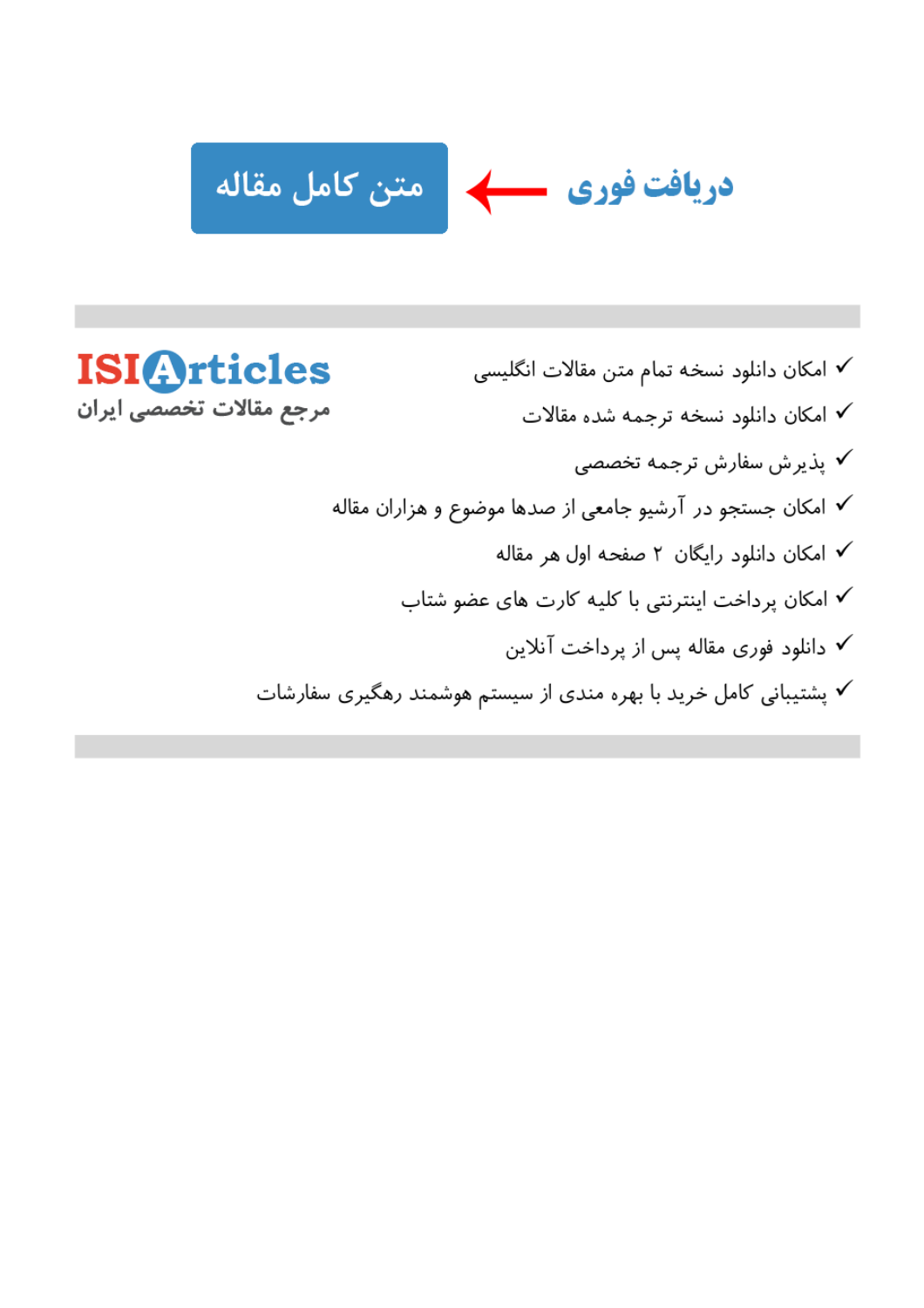دریافت فوری ← متن کامل مقاله

**ISIArticles**
مرجع مقالات تخصصی ایران

- ✓ امکان دانلود نسخه تمام متن مقالات انگلیسی
- ✓ امکان دانلود نسخه ترجمه شده مقالات
- ✓ پذیرش سفارش ترجمه تخصصی
- ✓ امکان جستجو در آرشیو جامعی از صدها موضوع و هزاران مقاله
- ✓ امکان دانلود رایگان ۲ صفحه اول هر مقاله
- ✓ امکان پرداخت اینترنتی با کلیه کارت های عضو شتاب
- ✓ دانلود فوری مقاله پس از پرداخت آنلاین
- ✓ پشتیبانی کامل خرید با بهره مندی از سیستم هوشمند رهگیری سفارشات